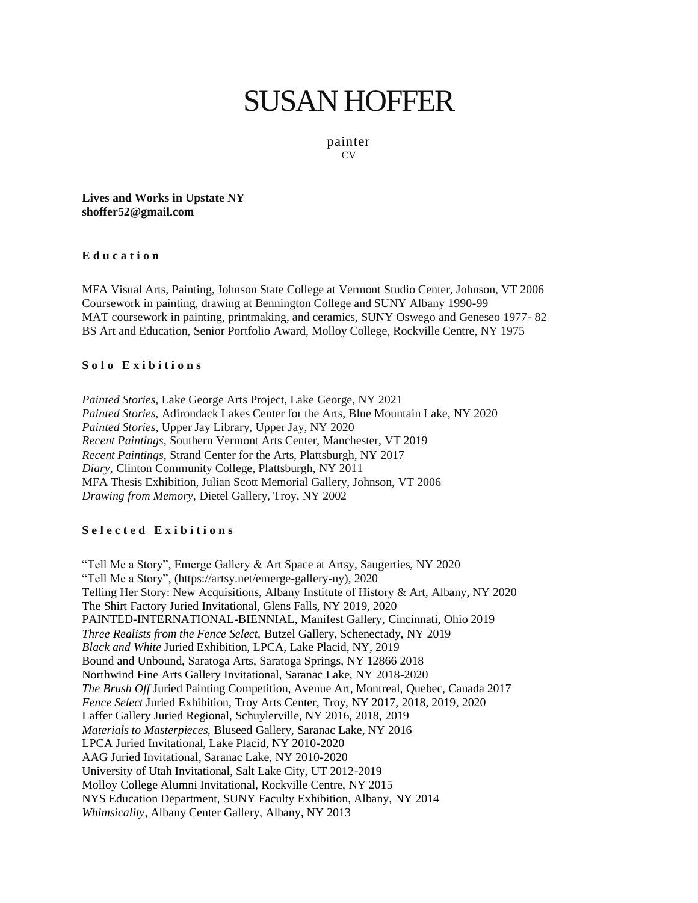# SUSAN HOFFER

painter
CV

**Lives and Works in Upstate NY**
**shoffer52@gmail.com**

## Education

MFA Visual Arts, Painting, Johnson State College at Vermont Studio Center, Johnson, VT 2006
Coursework in painting, drawing at Bennington College and SUNY Albany 1990-99
MAT coursework in painting, printmaking, and ceramics, SUNY Oswego and Geneseo 1977- 82
BS Art and Education, Senior Portfolio Award, Molloy College, Rockville Centre, NY 1975

## Solo Exibitions

*Painted Stories*, Lake George Arts Project, Lake George, NY 2021
*Painted Stories,* Adirondack Lakes Center for the Arts, Blue Mountain Lake, NY 2020
*Painted Stories*, Upper Jay Library, Upper Jay, NY 2020
*Recent Paintings*, Southern Vermont Arts Center, Manchester, VT 2019
*Recent Paintings*, Strand Center for the Arts, Plattsburgh, NY 2017
*Diary*, Clinton Community College, Plattsburgh, NY 2011
MFA Thesis Exhibition, Julian Scott Memorial Gallery, Johnson, VT 2006
*Drawing from Memory*, Dietel Gallery, Troy, NY 2002

## Selected Exibitions

"Tell Me a Story", Emerge Gallery & Art Space at Artsy, Saugerties, NY 2020
"Tell Me a Story", (https://artsy.net/emerge-gallery-ny), 2020
Telling Her Story: New Acquisitions, Albany Institute of History & Art, Albany, NY 2020
The Shirt Factory Juried Invitational, Glens Falls, NY 2019, 2020
PAINTED-INTERNATIONAL-BIENNIAL, Manifest Gallery, Cincinnati, Ohio 2019
*Three Realists from the Fence Select,* Butzel Gallery, Schenectady, NY 2019
*Black and White* Juried Exhibition, LPCA, Lake Placid, NY, 2019
Bound and Unbound, Saratoga Arts, Saratoga Springs, NY 12866 2018
Northwind Fine Arts Gallery Invitational, Saranac Lake, NY 2018-2020
*The Brush Off* Juried Painting Competition, Avenue Art, Montreal, Quebec, Canada 2017
*Fence Select* Juried Exhibition, Troy Arts Center, Troy, NY 2017, 2018, 2019, 2020
Laffer Gallery Juried Regional, Schuylerville, NY 2016, 2018, 2019
*Materials to Masterpieces*, Bluseed Gallery, Saranac Lake, NY 2016
LPCA Juried Invitational, Lake Placid, NY 2010-2020
AAG Juried Invitational, Saranac Lake, NY 2010-2020
University of Utah Invitational, Salt Lake City, UT 2012-2019
Molloy College Alumni Invitational, Rockville Centre, NY 2015
NYS Education Department, SUNY Faculty Exhibition, Albany, NY 2014
*Whimsicality*, Albany Center Gallery, Albany, NY 2013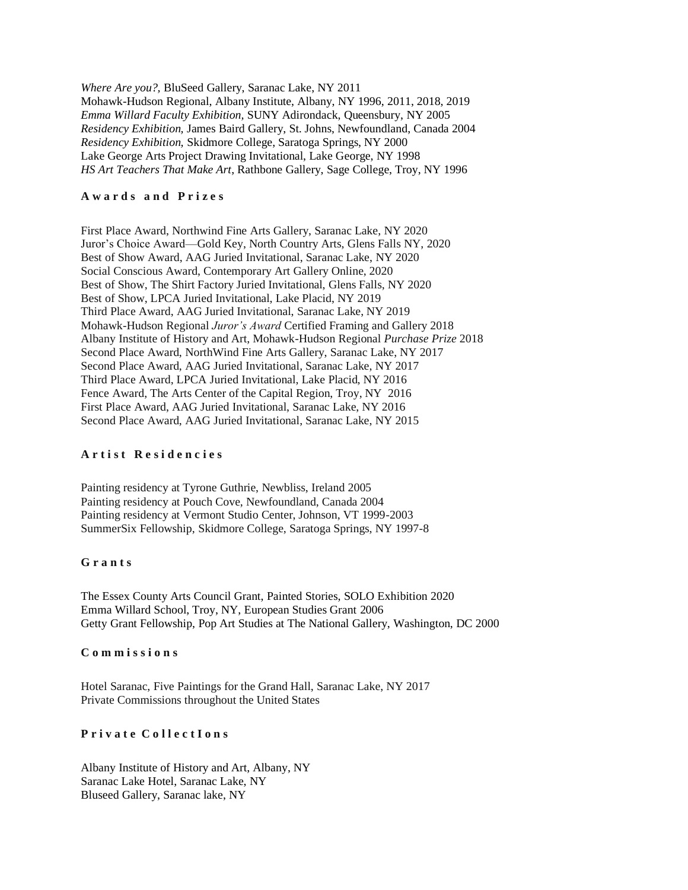*Where Are you?*, BluSeed Gallery, Saranac Lake, NY 2011
Mohawk-Hudson Regional, Albany Institute, Albany, NY 1996, 2011, 2018, 2019
*Emma Willard Faculty Exhibition*, SUNY Adirondack, Queensbury, NY 2005
*Residency Exhibition*, James Baird Gallery, St. Johns, Newfoundland, Canada 2004
*Residency Exhibition*, Skidmore College, Saratoga Springs, NY 2000
Lake George Arts Project Drawing Invitational, Lake George, NY 1998
*HS Art Teachers That Make Art*, Rathbone Gallery, Sage College, Troy, NY 1996

## Awards and Prizes

First Place Award, Northwind Fine Arts Gallery, Saranac Lake, NY 2020
Juror's Choice Award—Gold Key, North Country Arts, Glens Falls NY, 2020
Best of Show Award, AAG Juried Invitational, Saranac Lake, NY 2020
Social Conscious Award, Contemporary Art Gallery Online, 2020
Best of Show, The Shirt Factory Juried Invitational, Glens Falls, NY 2020
Best of Show, LPCA Juried Invitational, Lake Placid, NY 2019
Third Place Award, AAG Juried Invitational, Saranac Lake, NY 2019
Mohawk-Hudson Regional *Juror's Award* Certified Framing and Gallery 2018
Albany Institute of History and Art, Mohawk-Hudson Regional *Purchase Prize* 2018
Second Place Award, NorthWind Fine Arts Gallery, Saranac Lake, NY 2017
Second Place Award, AAG Juried Invitational, Saranac Lake, NY 2017
Third Place Award, LPCA Juried Invitational, Lake Placid, NY 2016
Fence Award, The Arts Center of the Capital Region, Troy, NY 2016
First Place Award, AAG Juried Invitational, Saranac Lake, NY 2016
Second Place Award, AAG Juried Invitational, Saranac Lake, NY 2015

## Artist Residencies

Painting residency at Tyrone Guthrie, Newbliss, Ireland 2005
Painting residency at Pouch Cove, Newfoundland, Canada 2004
Painting residency at Vermont Studio Center, Johnson, VT 1999-2003
SummerSix Fellowship, Skidmore College, Saratoga Springs, NY 1997-8

## Grants

The Essex County Arts Council Grant, Painted Stories, SOLO Exhibition 2020
Emma Willard School, Troy, NY, European Studies Grant 2006
Getty Grant Fellowship, Pop Art Studies at The National Gallery, Washington, DC 2000

## Commissions

Hotel Saranac, Five Paintings for the Grand Hall, Saranac Lake, NY 2017
Private Commissions throughout the United States

## Private CollectIons

Albany Institute of History and Art, Albany, NY
Saranac Lake Hotel, Saranac Lake, NY
Bluseed Gallery, Saranac lake, NY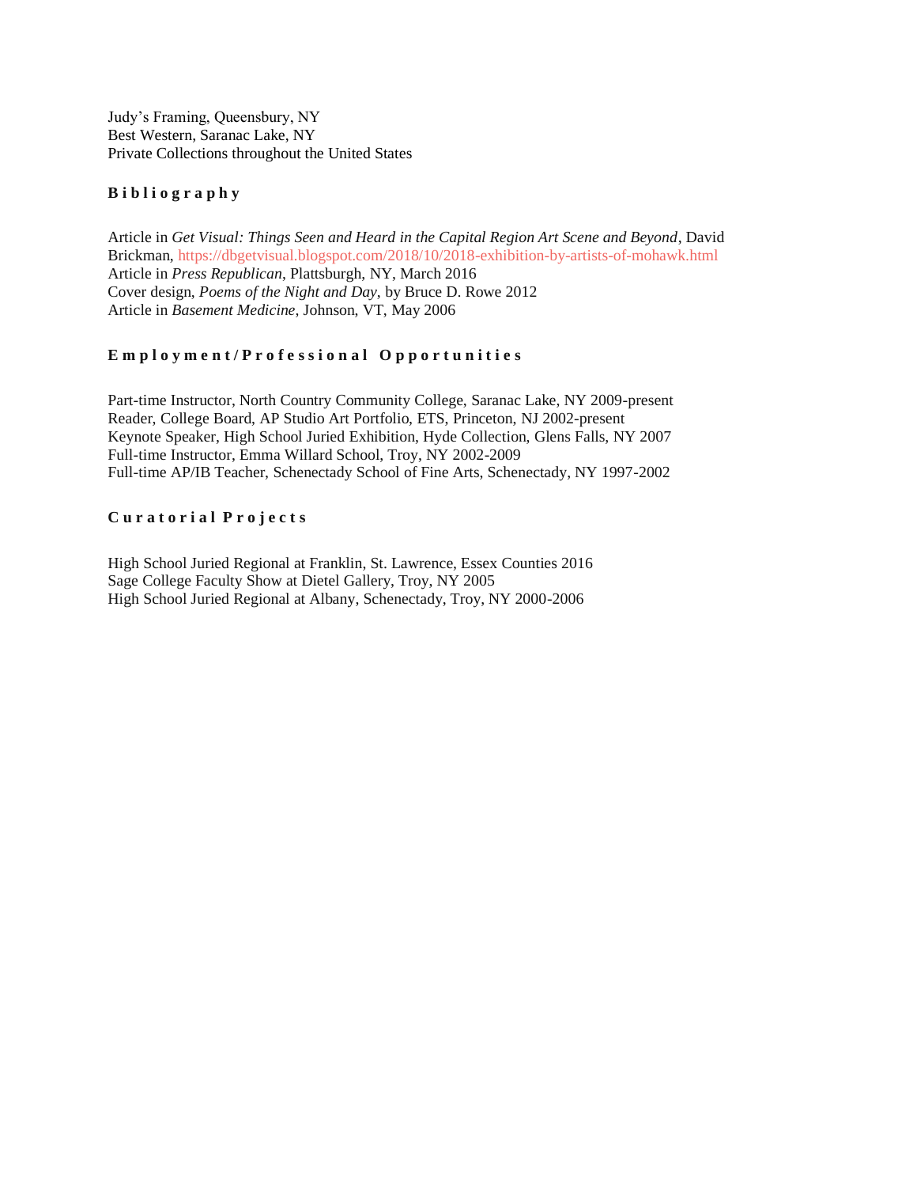Judy's Framing, Queensbury, NY
Best Western, Saranac Lake, NY
Private Collections throughout the United States

## Bibliography

Article in *Get Visual: Things Seen and Heard in the Capital Region Art Scene and Beyond*, David Brickman, https://dbgetvisual.blogspot.com/2018/10/2018-exhibition-by-artists-of-mohawk.html
Article in *Press Republican*, Plattsburgh, NY, March 2016
Cover design, *Poems of the Night and Day*, by Bruce D. Rowe 2012
Article in *Basement Medicine*, Johnson, VT, May 2006

## Employment/Professional Opportunities

Part-time Instructor, North Country Community College, Saranac Lake, NY 2009-present
Reader, College Board, AP Studio Art Portfolio, ETS, Princeton, NJ 2002-present
Keynote Speaker, High School Juried Exhibition, Hyde Collection, Glens Falls, NY 2007
Full-time Instructor, Emma Willard School, Troy, NY 2002-2009
Full-time AP/IB Teacher, Schenectady School of Fine Arts, Schenectady, NY 1997-2002

## Curatorial Projects

High School Juried Regional at Franklin, St. Lawrence, Essex Counties 2016
Sage College Faculty Show at Dietel Gallery, Troy, NY 2005
High School Juried Regional at Albany, Schenectady, Troy, NY 2000-2006